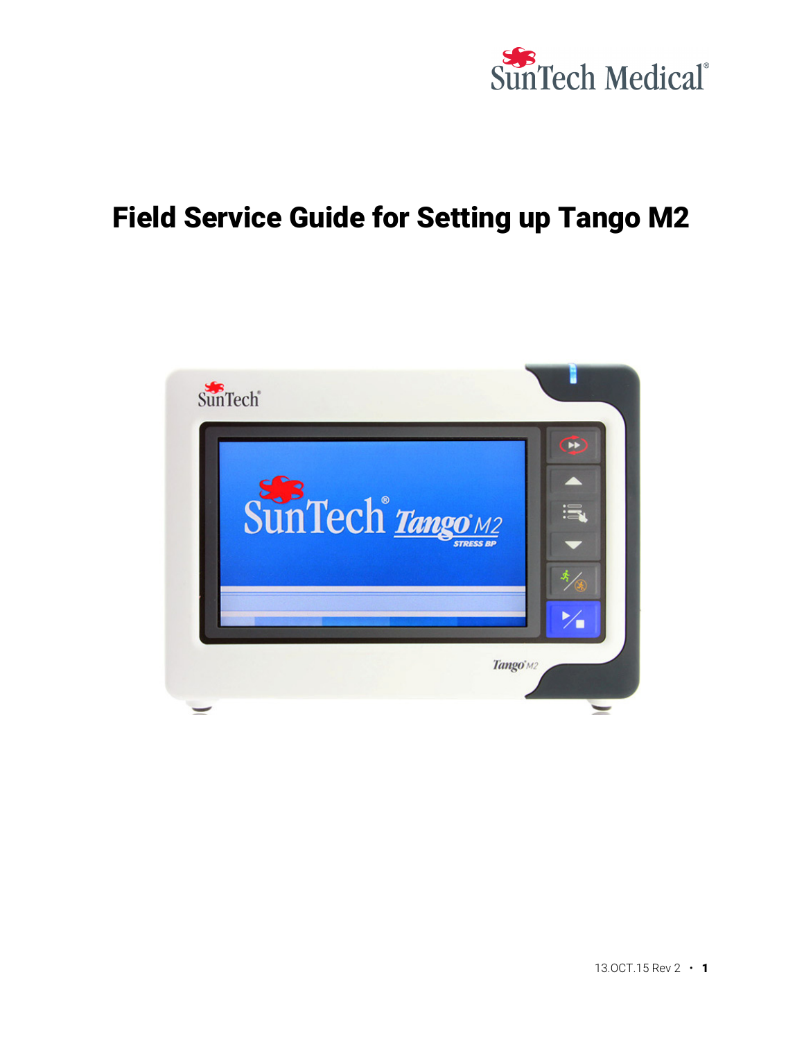# Field Service Guide for Setting up Tango M2

13.OCT.15 Rev 2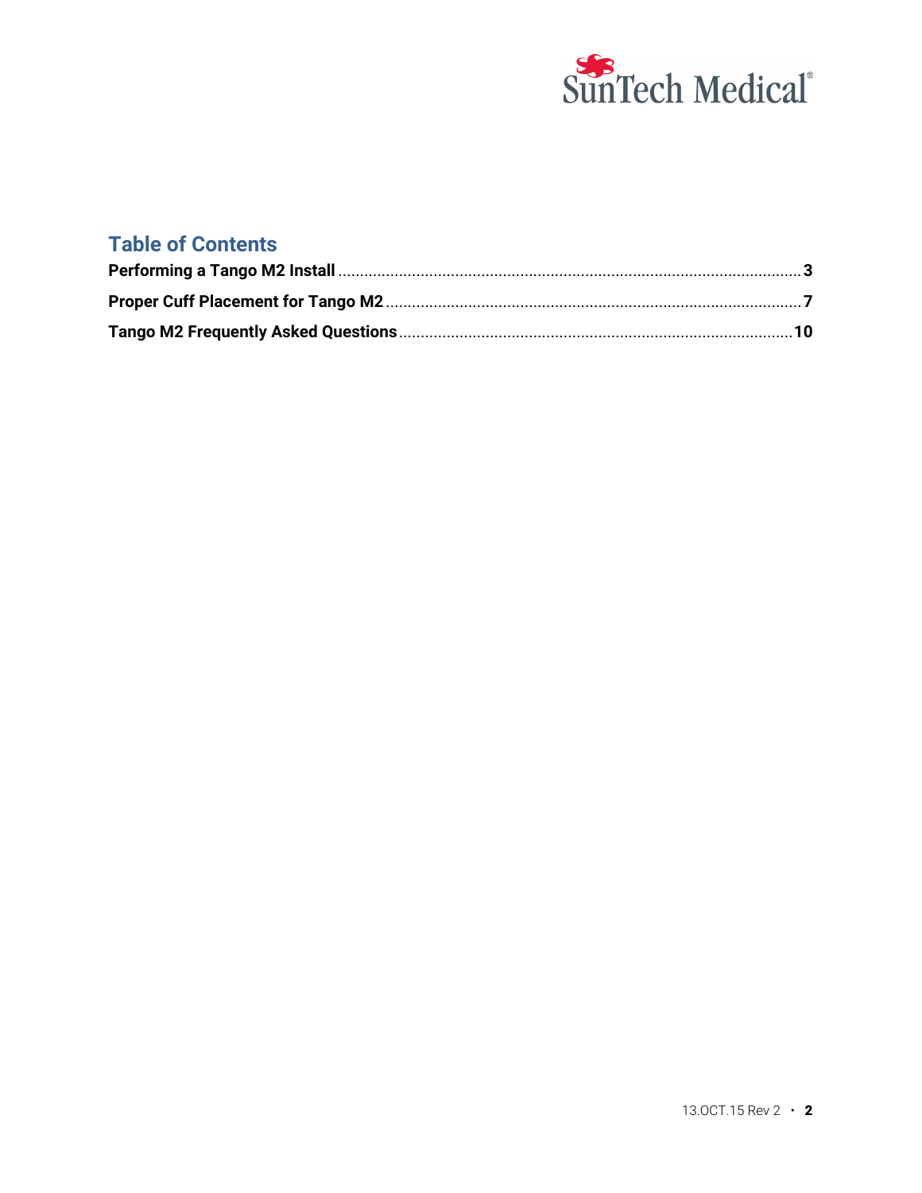## Table of Contents

| | |
|---|---|
| **Performing a Tango M2 Install** | **3** |
| **Proper Cuff Placement for Tango M2** | **7** |
| **Tango M2 Frequently Asked Questions** | **10** |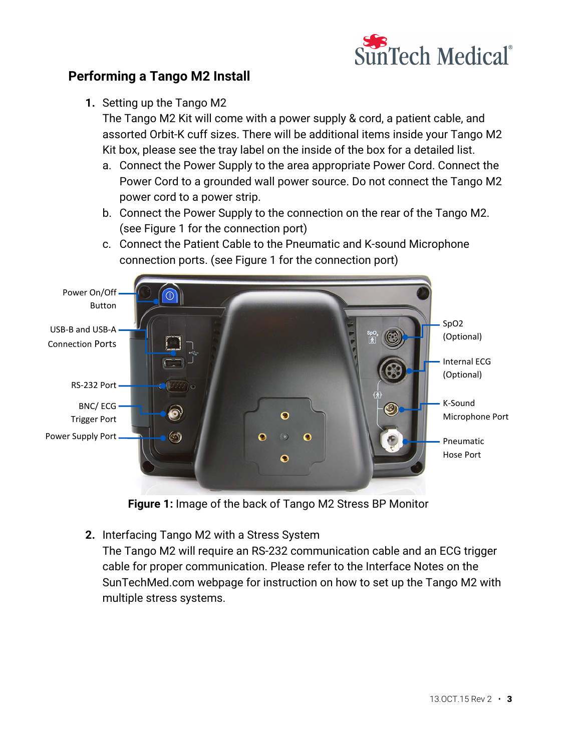## Performing a Tango M2 Install

1. Setting up the Tango M2
   The Tango M2 Kit will come with a power supply & cord, a patient cable, and assorted Orbit-K cuff sizes. There will be additional items inside your Tango M2 Kit box, please see the tray label on the inside of the box for a detailed list.
   a. Connect the Power Supply to the area appropriate Power Cord. Connect the Power Cord to a grounded wall power source. Do not connect the Tango M2 power cord to a power strip.
   b. Connect the Power Supply to the connection on the rear of the Tango M2. (see Figure 1 for the connection port)
   c. Connect the Patient Cable to the Pneumatic and K-sound Microphone connection ports. (see Figure 1 for the connection port)

Power On/Off Button
USB-B and USB-A Connection Ports
RS-232 Port
BNC/ ECG Trigger Port
Power Supply Port
SpO2 (Optional)
Internal ECG (Optional)
K-Sound Microphone Port
Pneumatic Hose Port

**Figure 1:** Image of the back of Tango M2 Stress BP Monitor

2. Interfacing Tango M2 with a Stress System
   The Tango M2 will require an RS-232 communication cable and an ECG trigger cable for proper communication. Please refer to the Interface Notes on the SunTechMed.com webpage for instruction on how to set up the Tango M2 with multiple stress systems.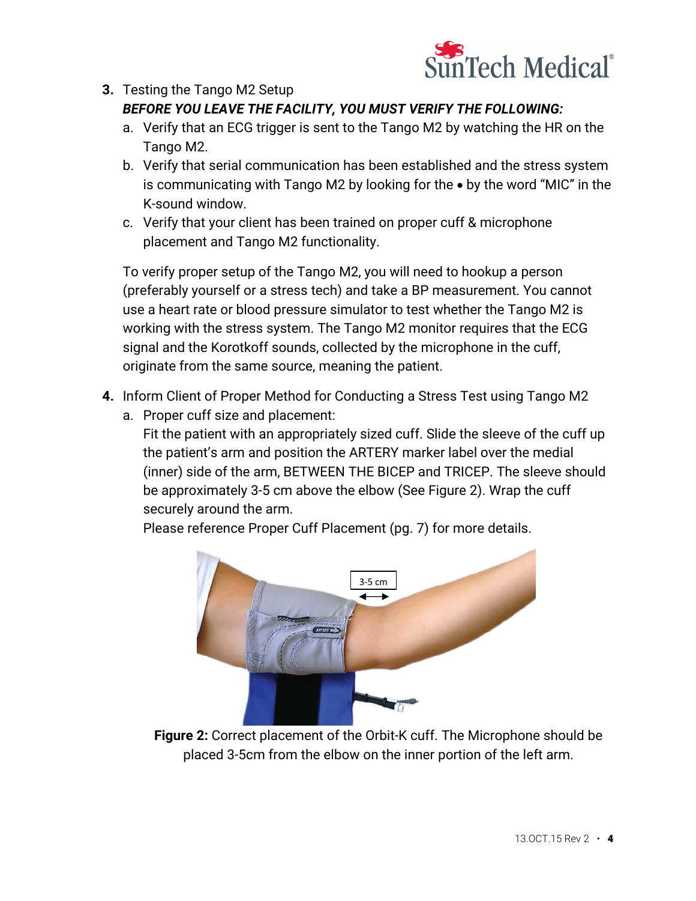3. Testing the Tango M2 Setup

   ***BEFORE YOU LEAVE THE FACILITY, YOU MUST VERIFY THE FOLLOWING:***

   a. Verify that an ECG trigger is sent to the Tango M2 by watching the HR on the Tango M2.
   b. Verify that serial communication has been established and the stress system is communicating with Tango M2 by looking for the • by the word "MIC" in the K-sound window.
   c. Verify that your client has been trained on proper cuff & microphone placement and Tango M2 functionality.

   To verify proper setup of the Tango M2, you will need to hookup a person (preferably yourself or a stress tech) and take a BP measurement. You cannot use a heart rate or blood pressure simulator to test whether the Tango M2 is working with the stress system. The Tango M2 monitor requires that the ECG signal and the Korotkoff sounds, collected by the microphone in the cuff, originate from the same source, meaning the patient.

4. Inform Client of Proper Method for Conducting a Stress Test using Tango M2

   a. Proper cuff size and placement:
      Fit the patient with an appropriately sized cuff. Slide the sleeve of the cuff up the patient's arm and position the ARTERY marker label over the medial (inner) side of the arm, BETWEEN THE BICEP and TRICEP. The sleeve should be approximately 3-5 cm above the elbow (See Figure 2). Wrap the cuff securely around the arm.
      Please reference Proper Cuff Placement (pg. 7) for more details.

**Figure 2:** Correct placement of the Orbit-K cuff. The Microphone should be placed 3-5cm from the elbow on the inner portion of the left arm.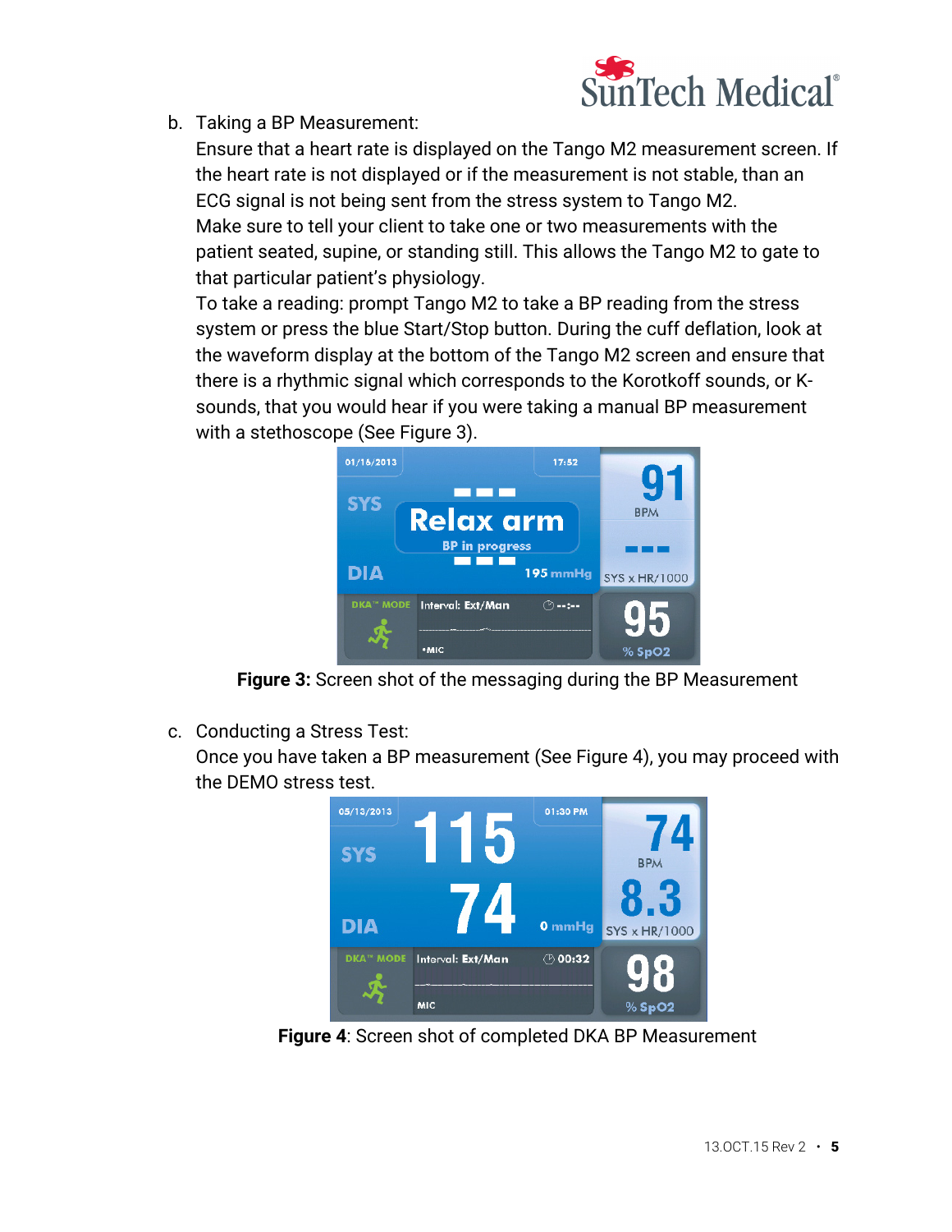b. Taking a BP Measurement:

   Ensure that a heart rate is displayed on the Tango M2 measurement screen. If the heart rate is not displayed or if the measurement is not stable, than an ECG signal is not being sent from the stress system to Tango M2.

   Make sure to tell your client to take one or two measurements with the patient seated, supine, or standing still. This allows the Tango M2 to gate to that particular patient's physiology.

   To take a reading: prompt Tango M2 to take a BP reading from the stress system or press the blue Start/Stop button. During the cuff deflation, look at the waveform display at the bottom of the Tango M2 screen and ensure that there is a rhythmic signal which corresponds to the Korotkoff sounds, or K-sounds, that you would hear if you were taking a manual BP measurement with a stethoscope (See Figure 3).

**Figure 3:** Screen shot of the messaging during the BP Measurement

c. Conducting a Stress Test:

   Once you have taken a BP measurement (See Figure 4), you may proceed with the DEMO stress test.

**Figure 4**: Screen shot of completed DKA BP Measurement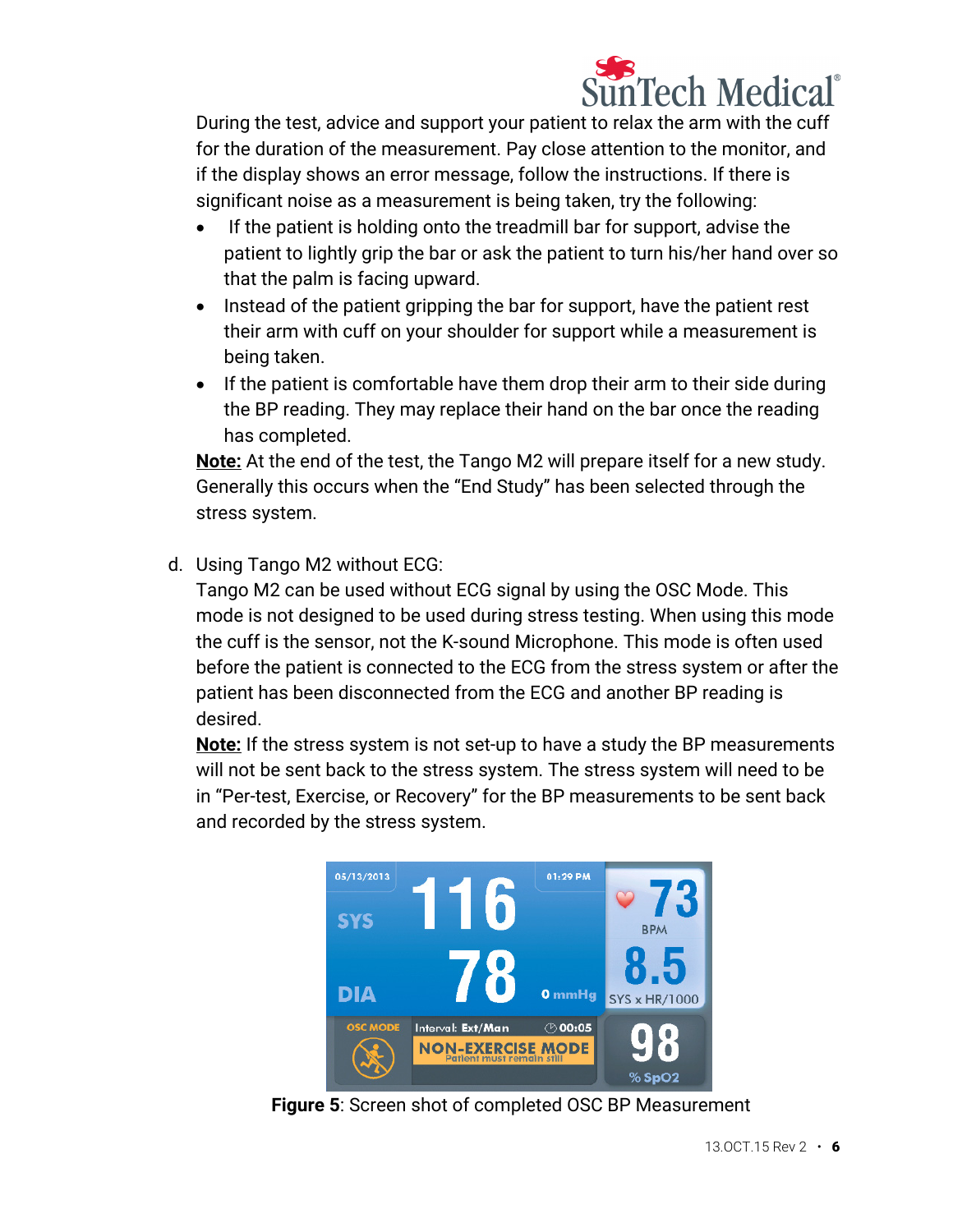During the test, advice and support your patient to relax the arm with the cuff for the duration of the measurement. Pay close attention to the monitor, and if the display shows an error message, follow the instructions. If there is significant noise as a measurement is being taken, try the following:

- If the patient is holding onto the treadmill bar for support, advise the patient to lightly grip the bar or ask the patient to turn his/her hand over so that the palm is facing upward.
- Instead of the patient gripping the bar for support, have the patient rest their arm with cuff on your shoulder for support while a measurement is being taken.
- If the patient is comfortable have them drop their arm to their side during the BP reading. They may replace their hand on the bar once the reading has completed.

**Note:** At the end of the test, the Tango M2 will prepare itself for a new study. Generally this occurs when the "End Study" has been selected through the stress system.

d. Using Tango M2 without ECG:

Tango M2 can be used without ECG signal by using the OSC Mode. This mode is not designed to be used during stress testing. When using this mode the cuff is the sensor, not the K-sound Microphone. This mode is often used before the patient is connected to the ECG from the stress system or after the patient has been disconnected from the ECG and another BP reading is desired.

**Note:** If the stress system is not set-up to have a study the BP measurements will not be sent back to the stress system. The stress system will need to be in "Per-test, Exercise, or Recovery" for the BP measurements to be sent back and recorded by the stress system.

**Figure 5**: Screen shot of completed OSC BP Measurement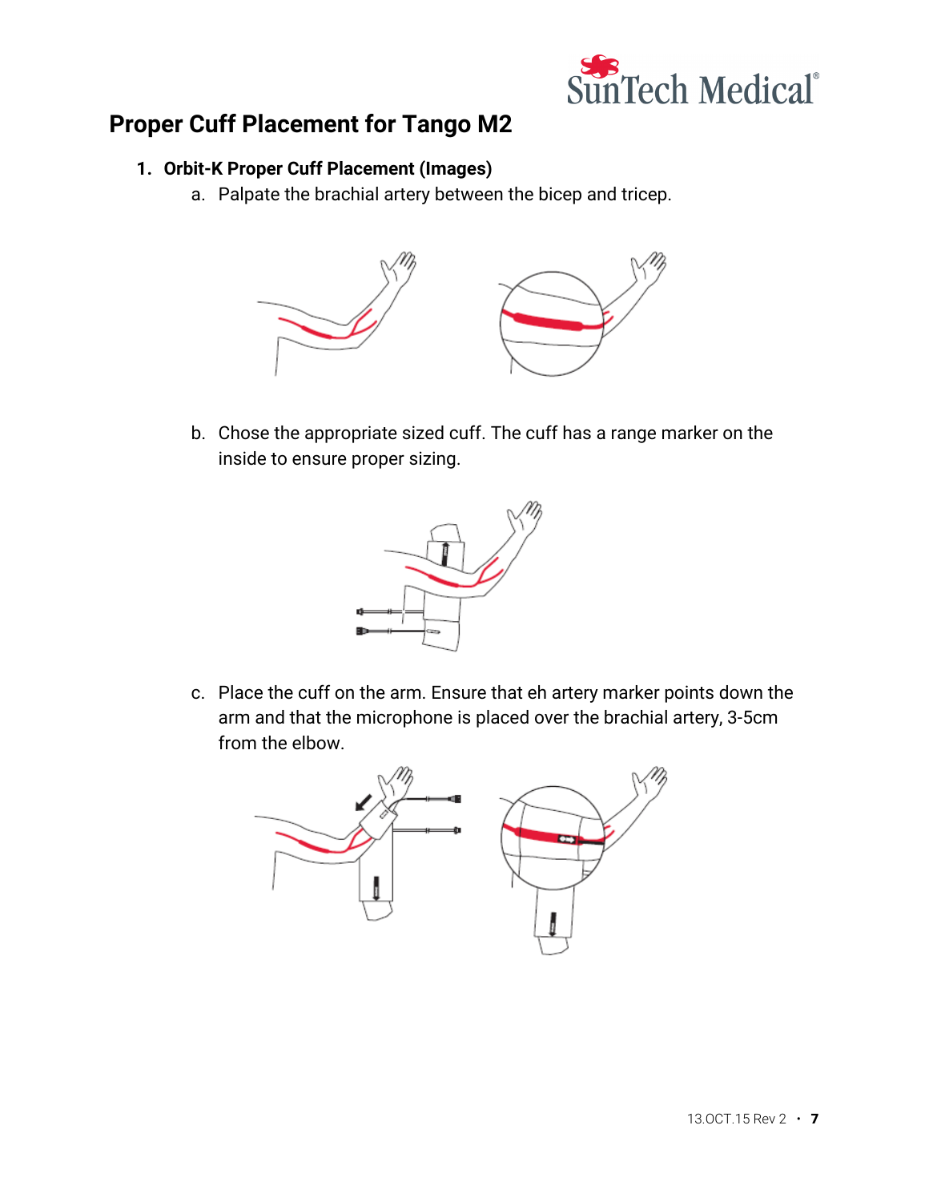## Proper Cuff Placement for Tango M2

1. **Orbit-K Proper Cuff Placement (Images)**
   a. Palpate the brachial artery between the bicep and tricep.

   b. Chose the appropriate sized cuff. The cuff has a range marker on the inside to ensure proper sizing.

   c. Place the cuff on the arm. Ensure that eh artery marker points down the arm and that the microphone is placed over the brachial artery, 3-5cm from the elbow.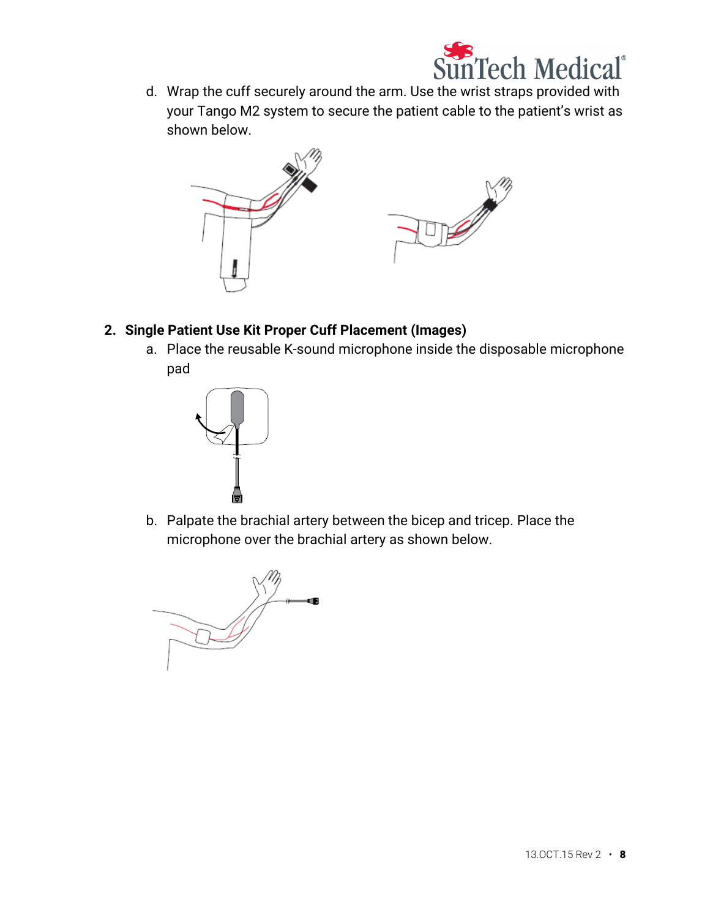d. Wrap the cuff securely around the arm. Use the wrist straps provided with your Tango M2 system to secure the patient cable to the patient's wrist as shown below.

2. **Single Patient Use Kit Proper Cuff Placement (Images)**

   a. Place the reusable K-sound microphone inside the disposable microphone pad

   b. Palpate the brachial artery between the bicep and tricep. Place the microphone over the brachial artery as shown below.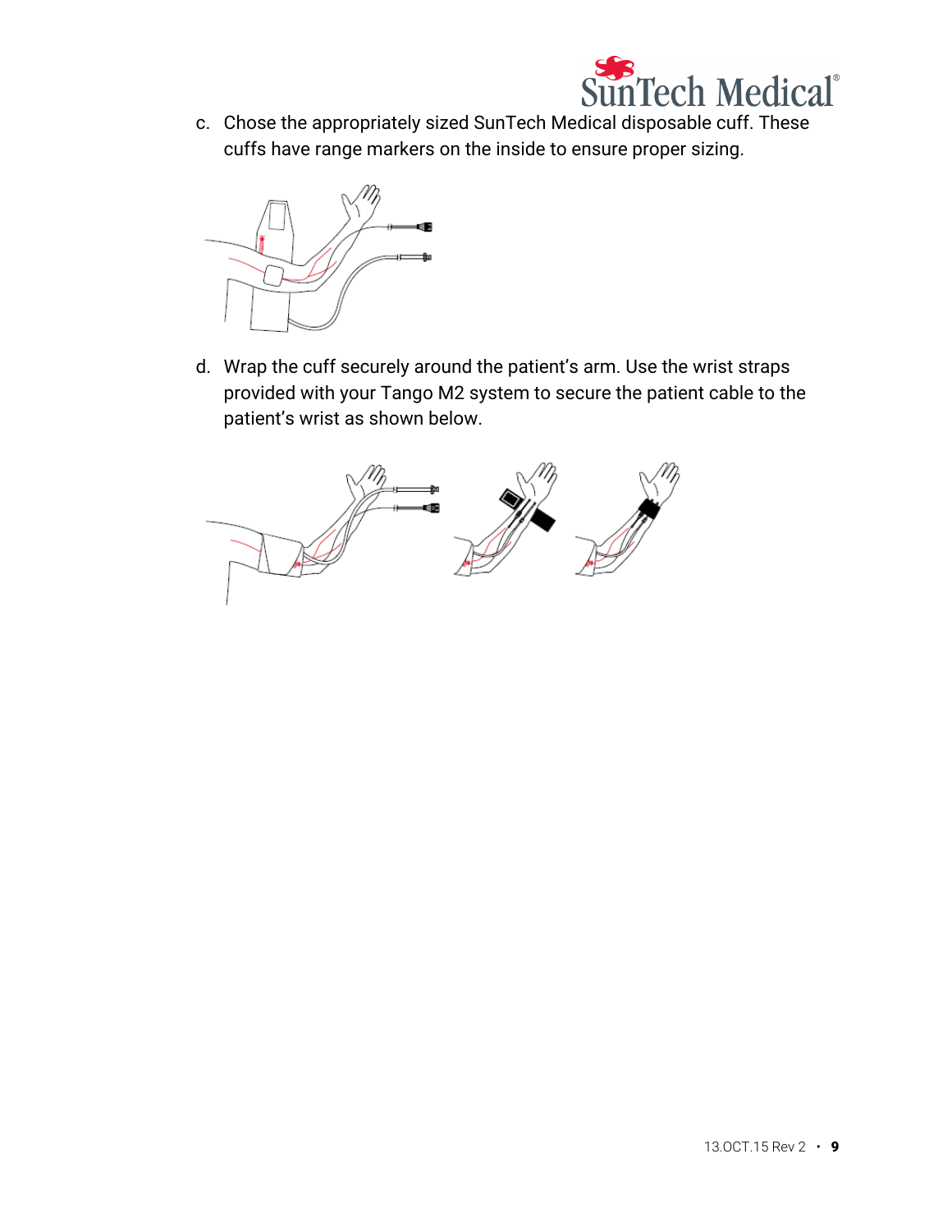c. Chose the appropriately sized SunTech Medical disposable cuff. These cuffs have range markers on the inside to ensure proper sizing.

d. Wrap the cuff securely around the patient’s arm. Use the wrist straps provided with your Tango M2 system to secure the patient cable to the patient’s wrist as shown below.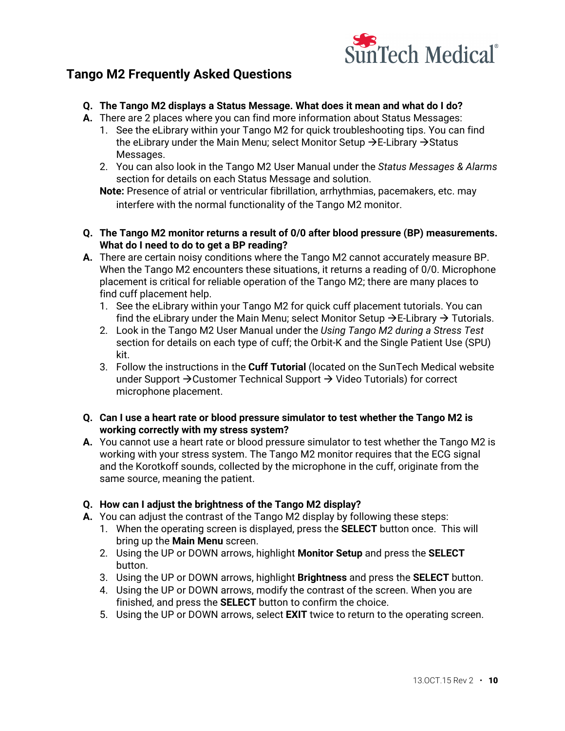## Tango M2 Frequently Asked Questions

**Q. The Tango M2 displays a Status Message. What does it mean and what do I do?**

**A.** There are 2 places where you can find more information about Status Messages:

1. See the eLibrary within your Tango M2 for quick troubleshooting tips. You can find the eLibrary under the Main Menu; select Monitor Setup →E-Library →Status Messages.
2. You can also look in the Tango M2 User Manual under the *Status Messages & Alarms* section for details on each Status Message and solution.

**Note:** Presence of atrial or ventricular fibrillation, arrhythmias, pacemakers, etc. may interfere with the normal functionality of the Tango M2 monitor.

**Q. The Tango M2 monitor returns a result of 0/0 after blood pressure (BP) measurements. What do I need to do to get a BP reading?**

**A.** There are certain noisy conditions where the Tango M2 cannot accurately measure BP. When the Tango M2 encounters these situations, it returns a reading of 0/0. Microphone placement is critical for reliable operation of the Tango M2; there are many places to find cuff placement help.

1. See the eLibrary within your Tango M2 for quick cuff placement tutorials. You can find the eLibrary under the Main Menu; select Monitor Setup →E-Library → Tutorials.
2. Look in the Tango M2 User Manual under the *Using Tango M2 during a Stress Test* section for details on each type of cuff; the Orbit-K and the Single Patient Use (SPU) kit.
3. Follow the instructions in the **Cuff Tutorial** (located on the SunTech Medical website under Support →Customer Technical Support → Video Tutorials) for correct microphone placement.

**Q. Can I use a heart rate or blood pressure simulator to test whether the Tango M2 is working correctly with my stress system?**

**A.** You cannot use a heart rate or blood pressure simulator to test whether the Tango M2 is working with your stress system. The Tango M2 monitor requires that the ECG signal and the Korotkoff sounds, collected by the microphone in the cuff, originate from the same source, meaning the patient.

**Q. How can I adjust the brightness of the Tango M2 display?**

**A.** You can adjust the contrast of the Tango M2 display by following these steps:

1. When the operating screen is displayed, press the **SELECT** button once. This will bring up the **Main Menu** screen.
2. Using the UP or DOWN arrows, highlight **Monitor Setup** and press the **SELECT** button.
3. Using the UP or DOWN arrows, highlight **Brightness** and press the **SELECT** button.
4. Using the UP or DOWN arrows, modify the contrast of the screen. When you are finished, and press the **SELECT** button to confirm the choice.
5. Using the UP or DOWN arrows, select **EXIT** twice to return to the operating screen.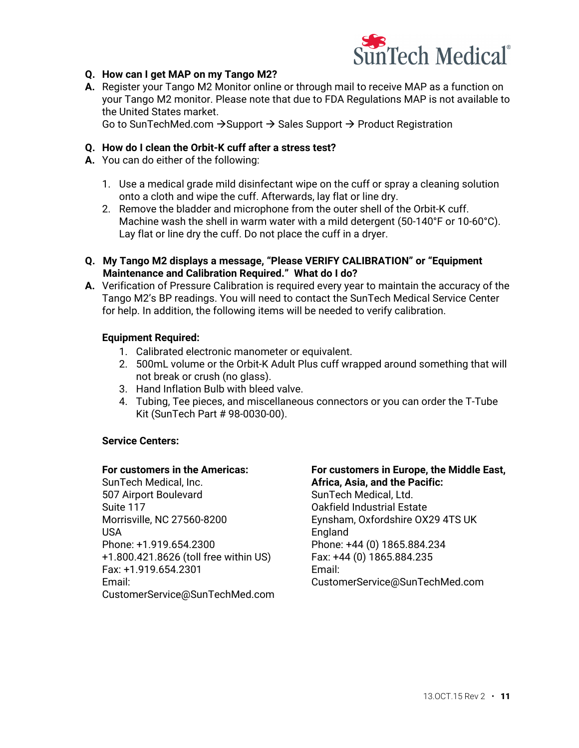**Q. How can I get MAP on my Tango M2?**

**A.** Register your Tango M2 Monitor online or through mail to receive MAP as a function on your Tango M2 monitor. Please note that due to FDA Regulations MAP is not available to the United States market.
Go to SunTechMed.com →Support → Sales Support → Product Registration

**Q. How do I clean the Orbit-K cuff after a stress test?**

**A.** You can do either of the following:

1. Use a medical grade mild disinfectant wipe on the cuff or spray a cleaning solution onto a cloth and wipe the cuff. Afterwards, lay flat or line dry.
2. Remove the bladder and microphone from the outer shell of the Orbit-K cuff. Machine wash the shell in warm water with a mild detergent (50-140°F or 10-60°C). Lay flat or line dry the cuff. Do not place the cuff in a dryer.

**Q. My Tango M2 displays a message, "Please VERIFY CALIBRATION" or "Equipment Maintenance and Calibration Required." What do I do?**

**A.** Verification of Pressure Calibration is required every year to maintain the accuracy of the Tango M2's BP readings. You will need to contact the SunTech Medical Service Center for help. In addition, the following items will be needed to verify calibration.

**Equipment Required:**

1. Calibrated electronic manometer or equivalent.
2. 500mL volume or the Orbit-K Adult Plus cuff wrapped around something that will not break or crush (no glass).
3. Hand Inflation Bulb with bleed valve.
4. Tubing, Tee pieces, and miscellaneous connectors or you can order the T-Tube Kit (SunTech Part # 98-0030-00).

**Service Centers:**

**For customers in the Americas:**
SunTech Medical, Inc.
507 Airport Boulevard
Suite 117
Morrisville, NC 27560-8200
USA
Phone: +1.919.654.2300
+1.800.421.8626 (toll free within US)
Fax: +1.919.654.2301
Email:
CustomerService@SunTechMed.com

**For customers in Europe, the Middle East, Africa, Asia, and the Pacific:**
SunTech Medical, Ltd.
Oakfield Industrial Estate
Eynsham, Oxfordshire OX29 4TS UK
England
Phone: +44 (0) 1865.884.234
Fax: +44 (0) 1865.884.235
Email:
CustomerService@SunTechMed.com